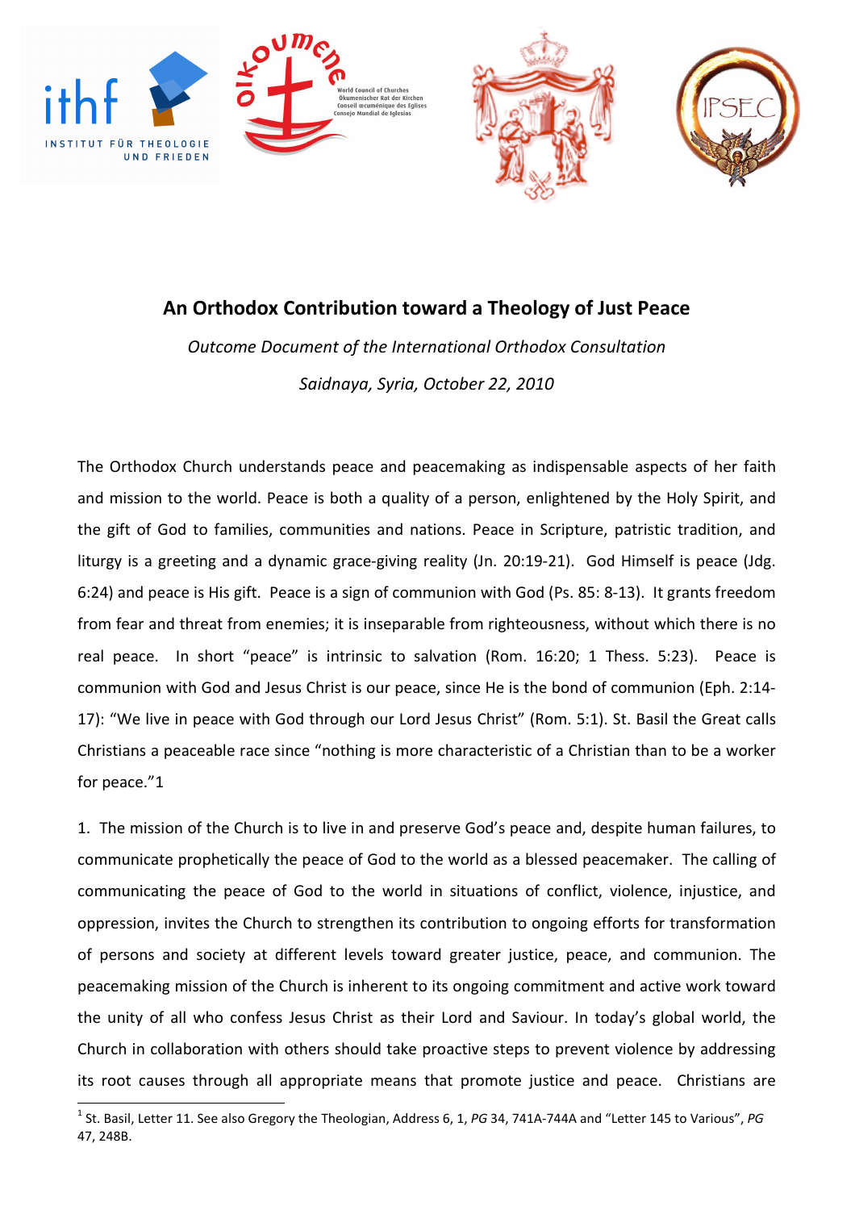# An Orthodox Contribution toward a Theology of Just Peace

*Outcome Document of the International Orthodox Consultation*

*Saidnaya, Syria, October 22, 2010*

The Orthodox Church understands peace and peacemaking as indispensable aspects of her faith and mission to the world. Peace is both a quality of a person, enlightened by the Holy Spirit, and the gift of God to families, communities and nations. Peace in Scripture, patristic tradition, and liturgy is a greeting and a dynamic grace-giving reality (Jn. 20:19-21). God Himself is peace (Jdg. 6:24) and peace is His gift. Peace is a sign of communion with God (Ps. 85: 8-13). It grants freedom from fear and threat from enemies; it is inseparable from righteousness, without which there is no real peace. In short "peace" is intrinsic to salvation (Rom. 16:20; 1 Thess. 5:23). Peace is communion with God and Jesus Christ is our peace, since He is the bond of communion (Eph. 2:14-17): "We live in peace with God through our Lord Jesus Christ" (Rom. 5:1). St. Basil the Great calls Christians a peaceable race since "nothing is more characteristic of a Christian than to be a worker for peace."[1]

1. The mission of the Church is to live in and preserve God's peace and, despite human failures, to communicate prophetically the peace of God to the world as a blessed peacemaker. The calling of communicating the peace of God to the world in situations of conflict, violence, injustice, and oppression, invites the Church to strengthen its contribution to ongoing efforts for transformation of persons and society at different levels toward greater justice, peace, and communion. The peacemaking mission of the Church is inherent to its ongoing commitment and active work toward the unity of all who confess Jesus Christ as their Lord and Saviour. In today's global world, the Church in collaboration with others should take proactive steps to prevent violence by addressing its root causes through all appropriate means that promote justice and peace. Christians are

[1] St. Basil, Letter 11. See also Gregory the Theologian, Address 6, 1, *PG* 34, 741A-744A and "Letter 145 to Various", *PG* 47, 248B.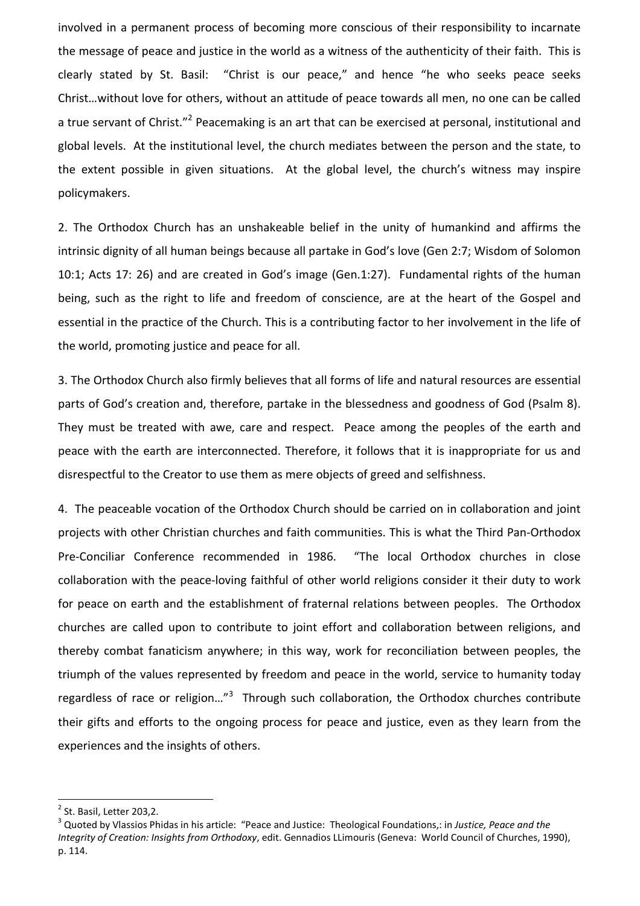involved in a permanent process of becoming more conscious of their responsibility to incarnate the message of peace and justice in the world as a witness of the authenticity of their faith. This is clearly stated by St. Basil: "Christ is our peace," and hence "he who seeks peace seeks Christ…without love for others, without an attitude of peace towards all men, no one can be called a true servant of Christ."[2] Peacemaking is an art that can be exercised at personal, institutional and global levels. At the institutional level, the church mediates between the person and the state, to the extent possible in given situations. At the global level, the church's witness may inspire policymakers.

2. The Orthodox Church has an unshakeable belief in the unity of humankind and affirms the intrinsic dignity of all human beings because all partake in God's love (Gen 2:7; Wisdom of Solomon 10:1; Acts 17: 26) and are created in God's image (Gen.1:27). Fundamental rights of the human being, such as the right to life and freedom of conscience, are at the heart of the Gospel and essential in the practice of the Church. This is a contributing factor to her involvement in the life of the world, promoting justice and peace for all.

3. The Orthodox Church also firmly believes that all forms of life and natural resources are essential parts of God's creation and, therefore, partake in the blessedness and goodness of God (Psalm 8). They must be treated with awe, care and respect. Peace among the peoples of the earth and peace with the earth are interconnected. Therefore, it follows that it is inappropriate for us and disrespectful to the Creator to use them as mere objects of greed and selfishness.

4. The peaceable vocation of the Orthodox Church should be carried on in collaboration and joint projects with other Christian churches and faith communities. This is what the Third Pan-Orthodox Pre-Conciliar Conference recommended in 1986. "The local Orthodox churches in close collaboration with the peace-loving faithful of other world religions consider it their duty to work for peace on earth and the establishment of fraternal relations between peoples. The Orthodox churches are called upon to contribute to joint effort and collaboration between religions, and thereby combat fanaticism anywhere; in this way, work for reconciliation between peoples, the triumph of the values represented by freedom and peace in the world, service to humanity today regardless of race or religion…"[3] Through such collaboration, the Orthodox churches contribute their gifts and efforts to the ongoing process for peace and justice, even as they learn from the experiences and the insights of others.

---

[2] St. Basil, Letter 203,2.

[3] Quoted by Vlassios Phidas in his article: "Peace and Justice: Theological Foundations,: in *Justice, Peace and the Integrity of Creation: Insights from Orthodoxy*, edit. Gennadios LLimouris (Geneva: World Council of Churches, 1990), p. 114.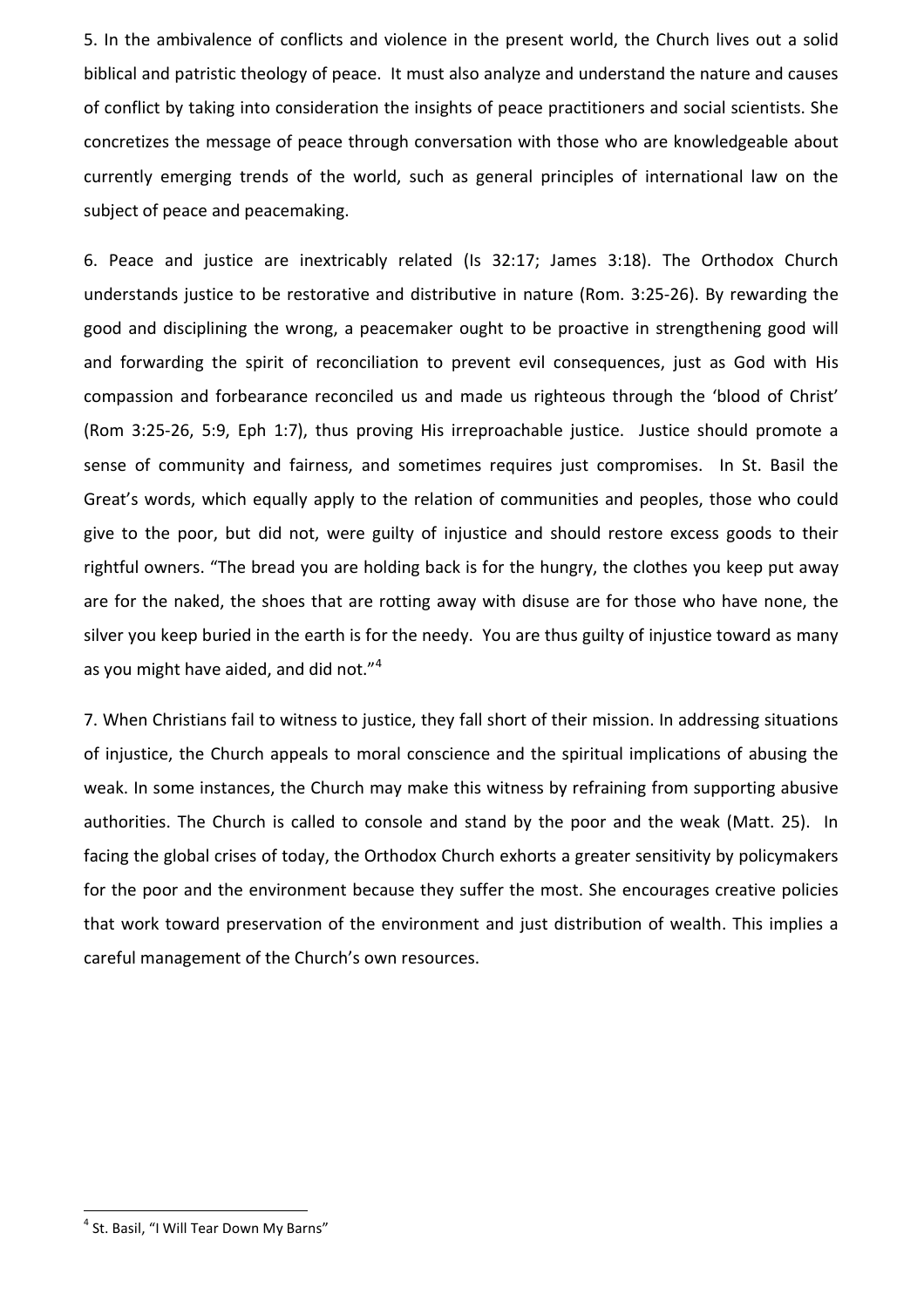5. In the ambivalence of conflicts and violence in the present world, the Church lives out a solid biblical and patristic theology of peace. It must also analyze and understand the nature and causes of conflict by taking into consideration the insights of peace practitioners and social scientists. She concretizes the message of peace through conversation with those who are knowledgeable about currently emerging trends of the world, such as general principles of international law on the subject of peace and peacemaking.

6. Peace and justice are inextricably related (Is 32:17; James 3:18). The Orthodox Church understands justice to be restorative and distributive in nature (Rom. 3:25-26). By rewarding the good and disciplining the wrong, a peacemaker ought to be proactive in strengthening good will and forwarding the spirit of reconciliation to prevent evil consequences, just as God with His compassion and forbearance reconciled us and made us righteous through the 'blood of Christ' (Rom 3:25-26, 5:9, Eph 1:7), thus proving His irreproachable justice. Justice should promote a sense of community and fairness, and sometimes requires just compromises. In St. Basil the Great's words, which equally apply to the relation of communities and peoples, those who could give to the poor, but did not, were guilty of injustice and should restore excess goods to their rightful owners. "The bread you are holding back is for the hungry, the clothes you keep put away are for the naked, the shoes that are rotting away with disuse are for those who have none, the silver you keep buried in the earth is for the needy. You are thus guilty of injustice toward as many as you might have aided, and did not."[4]

7. When Christians fail to witness to justice, they fall short of their mission. In addressing situations of injustice, the Church appeals to moral conscience and the spiritual implications of abusing the weak. In some instances, the Church may make this witness by refraining from supporting abusive authorities. The Church is called to console and stand by the poor and the weak (Matt. 25). In facing the global crises of today, the Orthodox Church exhorts a greater sensitivity by policymakers for the poor and the environment because they suffer the most. She encourages creative policies that work toward preservation of the environment and just distribution of wealth. This implies a careful management of the Church's own resources.

[4] St. Basil, "I Will Tear Down My Barns"